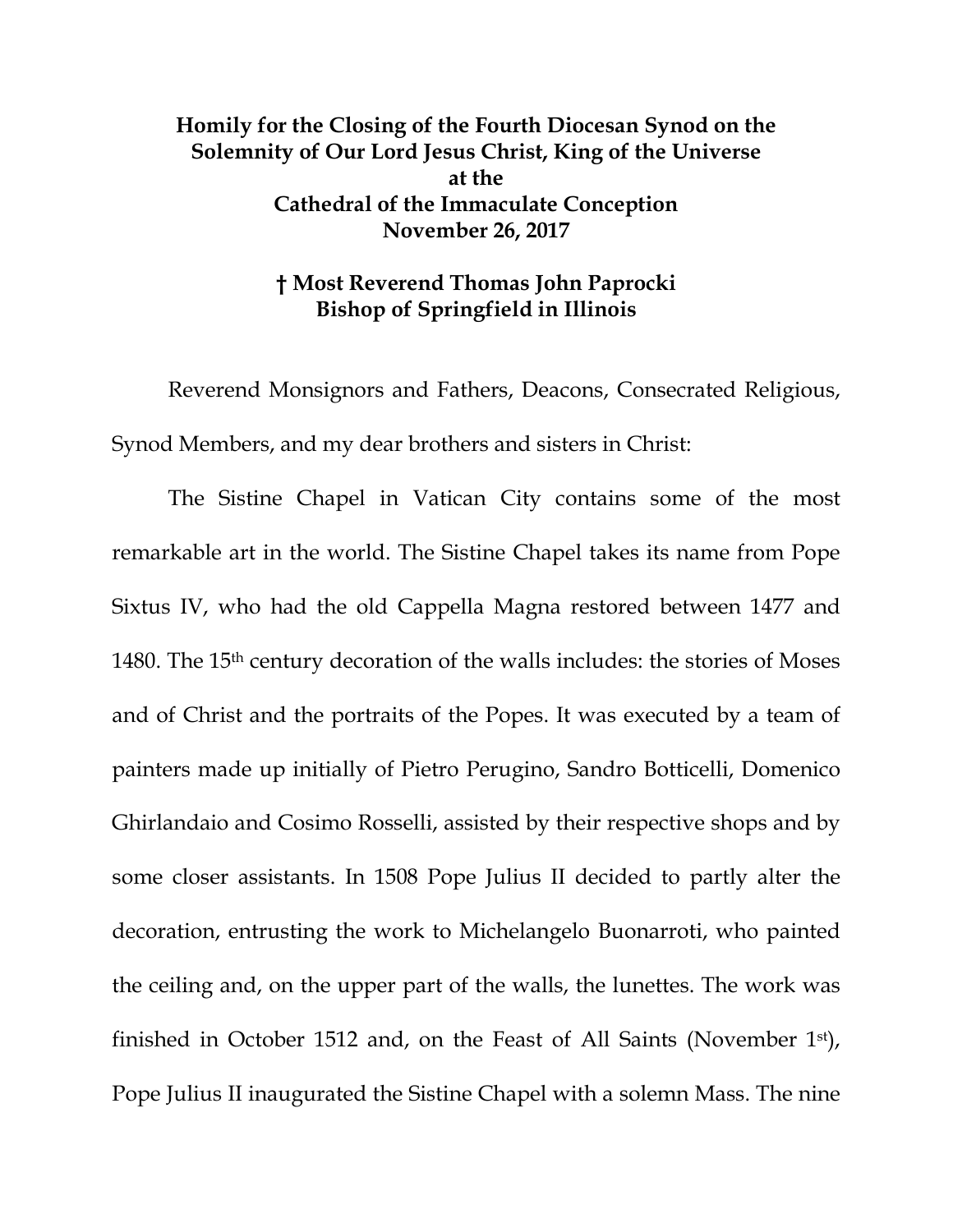**Homily for the Closing of the Fourth Diocesan Synod on the Solemnity of Our Lord Jesus Christ, King of the Universe at the Cathedral of the Immaculate Conception November 26, 2017**

**† Most Reverend Thomas John Paprocki**
**Bishop of Springfield in Illinois**

Reverend Monsignors and Fathers, Deacons, Consecrated Religious, Synod Members, and my dear brothers and sisters in Christ:

The Sistine Chapel in Vatican City contains some of the most remarkable art in the world. The Sistine Chapel takes its name from Pope Sixtus IV, who had the old Cappella Magna restored between 1477 and 1480. The 15th century decoration of the walls includes: the stories of Moses and of Christ and the portraits of the Popes. It was executed by a team of painters made up initially of Pietro Perugino, Sandro Botticelli, Domenico Ghirlandaio and Cosimo Rosselli, assisted by their respective shops and by some closer assistants. In 1508 Pope Julius II decided to partly alter the decoration, entrusting the work to Michelangelo Buonarroti, who painted the ceiling and, on the upper part of the walls, the lunettes. The work was finished in October 1512 and, on the Feast of All Saints (November 1st), Pope Julius II inaugurated the Sistine Chapel with a solemn Mass. The nine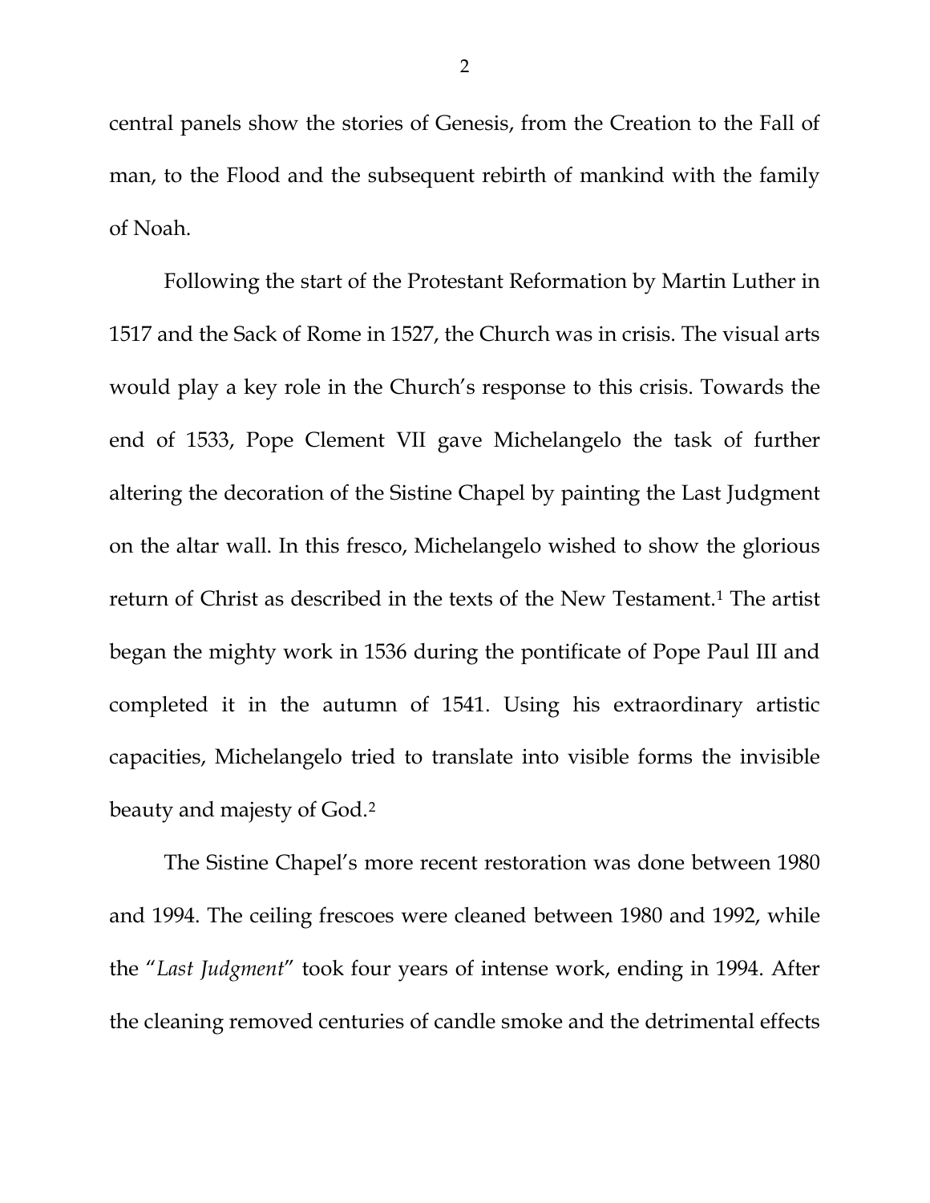central panels show the stories of Genesis, from the Creation to the Fall of man, to the Flood and the subsequent rebirth of mankind with the family of Noah.

Following the start of the Protestant Reformation by Martin Luther in 1517 and the Sack of Rome in 1527, the Church was in crisis. The visual arts would play a key role in the Church's response to this crisis. Towards the end of 1533, Pope Clement VII gave Michelangelo the task of further altering the decoration of the Sistine Chapel by painting the Last Judgment on the altar wall. In this fresco, Michelangelo wished to show the glorious return of Christ as described in the texts of the New Testament.[1] The artist began the mighty work in 1536 during the pontificate of Pope Paul III and completed it in the autumn of 1541. Using his extraordinary artistic capacities, Michelangelo tried to translate into visible forms the invisible beauty and majesty of God.[2]

The Sistine Chapel's more recent restoration was done between 1980 and 1994. The ceiling frescoes were cleaned between 1980 and 1992, while the "*Last Judgment*" took four years of intense work, ending in 1994. After the cleaning removed centuries of candle smoke and the detrimental effects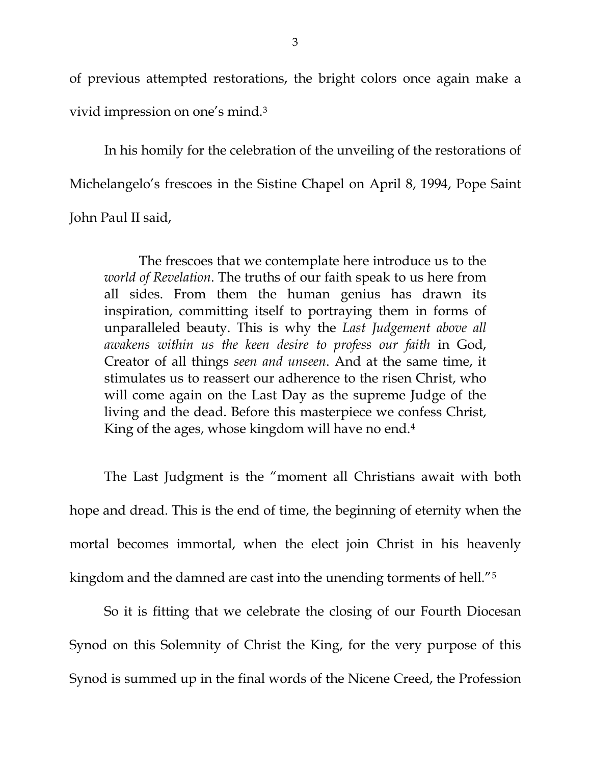of previous attempted restorations, the bright colors once again make a vivid impression on one's mind.[3]

In his homily for the celebration of the unveiling of the restorations of Michelangelo's frescoes in the Sistine Chapel on April 8, 1994, Pope Saint John Paul II said,

> The frescoes that we contemplate here introduce us to the *world of Revelation*. The truths of our faith speak to us here from all sides. From them the human genius has drawn its inspiration, committing itself to portraying them in forms of unparalleled beauty. This is why the *Last Judgement above all awakens within us the keen desire to profess our faith* in God, Creator of all things *seen and unseen*. And at the same time, it stimulates us to reassert our adherence to the risen Christ, who will come again on the Last Day as the supreme Judge of the living and the dead. Before this masterpiece we confess Christ, King of the ages, whose kingdom will have no end.[4]

The Last Judgment is the "moment all Christians await with both hope and dread. This is the end of time, the beginning of eternity when the mortal becomes immortal, when the elect join Christ in his heavenly kingdom and the damned are cast into the unending torments of hell."[5]

So it is fitting that we celebrate the closing of our Fourth Diocesan Synod on this Solemnity of Christ the King, for the very purpose of this Synod is summed up in the final words of the Nicene Creed, the Profession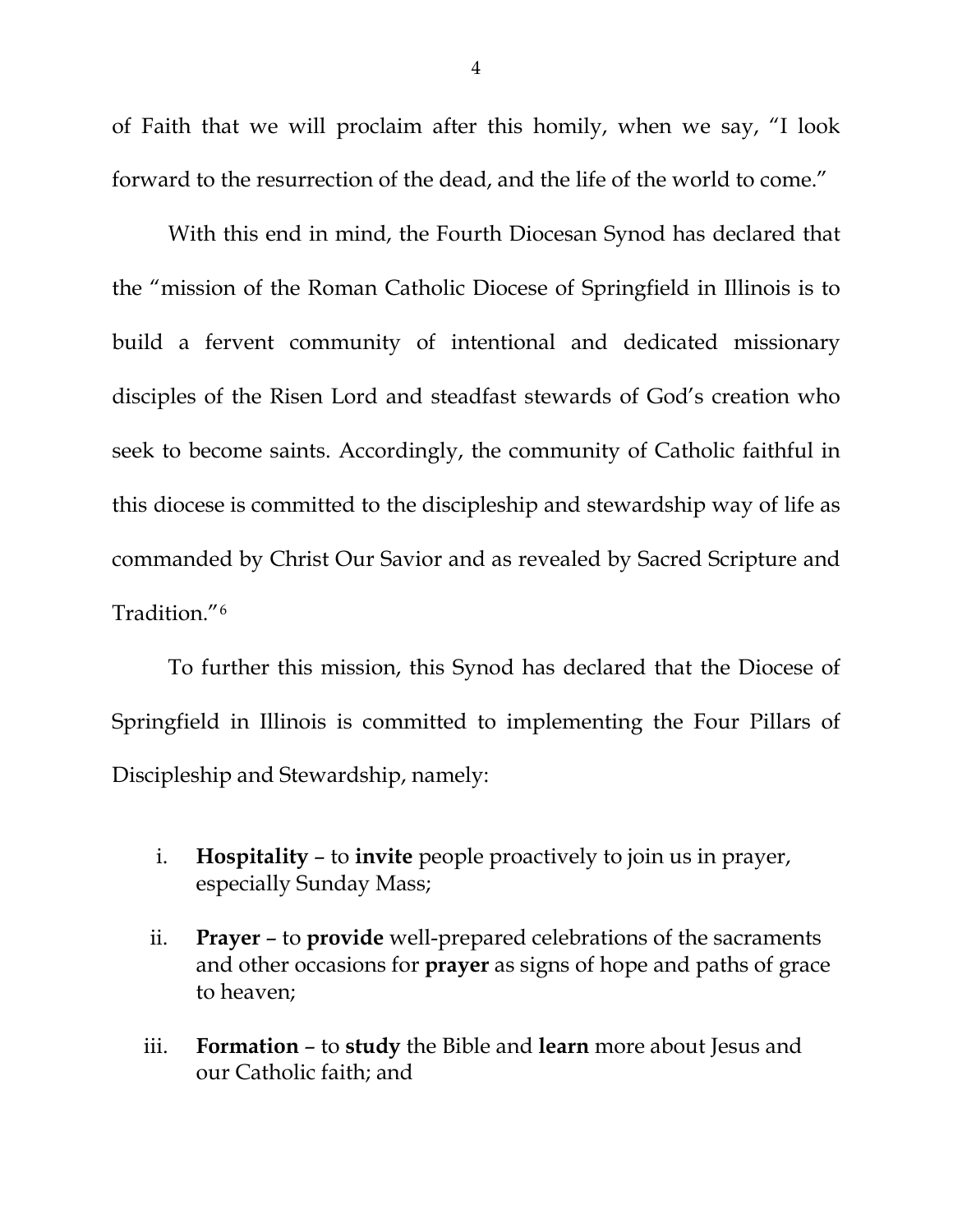of Faith that we will proclaim after this homily, when we say, "I look forward to the resurrection of the dead, and the life of the world to come."

With this end in mind, the Fourth Diocesan Synod has declared that the "mission of the Roman Catholic Diocese of Springfield in Illinois is to build a fervent community of intentional and dedicated missionary disciples of the Risen Lord and steadfast stewards of God's creation who seek to become saints. Accordingly, the community of Catholic faithful in this diocese is committed to the discipleship and stewardship way of life as commanded by Christ Our Savior and as revealed by Sacred Scripture and Tradition."[6]

To further this mission, this Synod has declared that the Diocese of Springfield in Illinois is committed to implementing the Four Pillars of Discipleship and Stewardship, namely:

i. **Hospitality** – to **invite** people proactively to join us in prayer, especially Sunday Mass;

ii. **Prayer** – to **provide** well-prepared celebrations of the sacraments and other occasions for **prayer** as signs of hope and paths of grace to heaven;

iii. **Formation** – to **study** the Bible and **learn** more about Jesus and our Catholic faith; and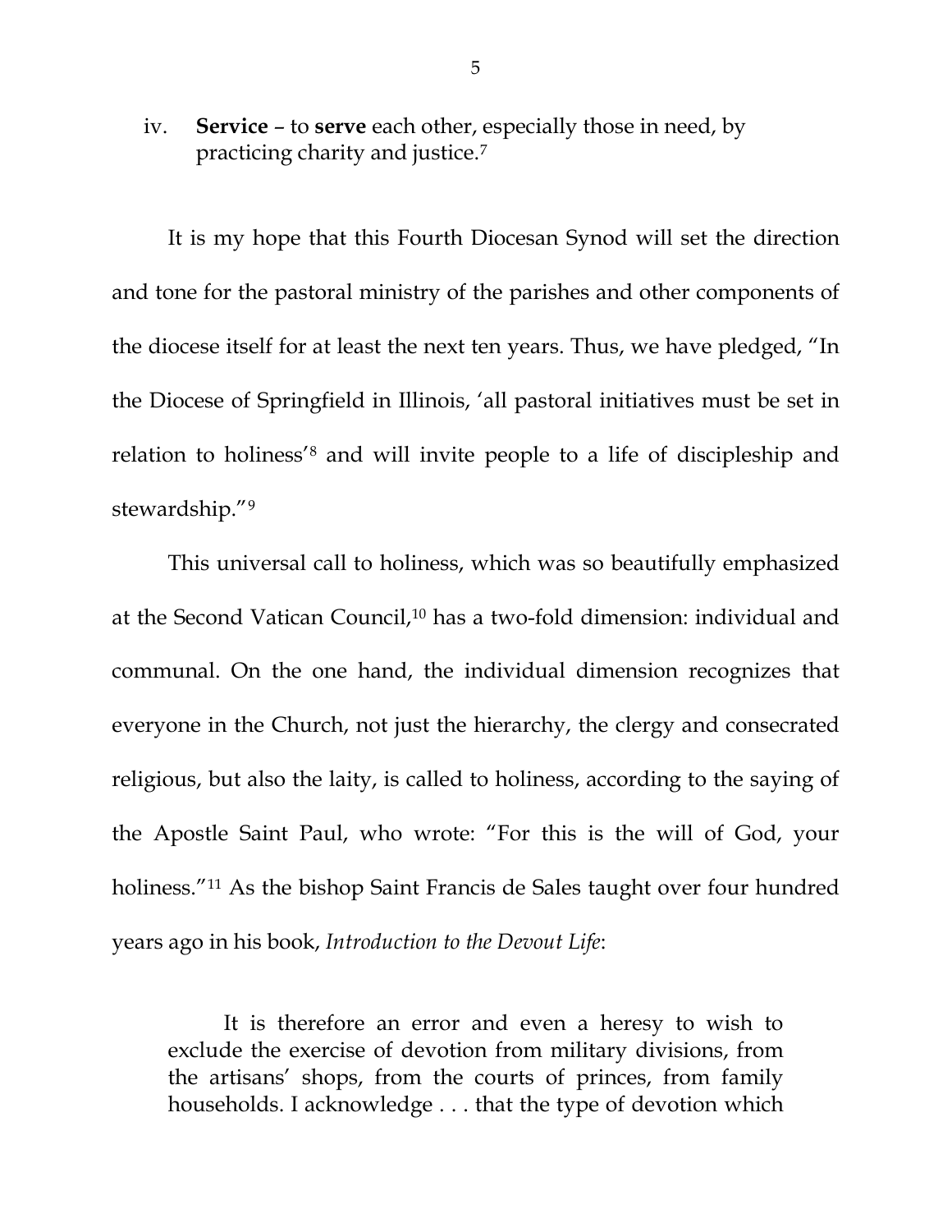iv. **Service** – to **serve** each other, especially those in need, by practicing charity and justice.[7]

It is my hope that this Fourth Diocesan Synod will set the direction and tone for the pastoral ministry of the parishes and other components of the diocese itself for at least the next ten years. Thus, we have pledged, "In the Diocese of Springfield in Illinois, 'all pastoral initiatives must be set in relation to holiness'[8] and will invite people to a life of discipleship and stewardship."[9]

This universal call to holiness, which was so beautifully emphasized at the Second Vatican Council,[10] has a two-fold dimension: individual and communal. On the one hand, the individual dimension recognizes that everyone in the Church, not just the hierarchy, the clergy and consecrated religious, but also the laity, is called to holiness, according to the saying of the Apostle Saint Paul, who wrote: "For this is the will of God, your holiness."[11] As the bishop Saint Francis de Sales taught over four hundred years ago in his book, *Introduction to the Devout Life*:

> It is therefore an error and even a heresy to wish to exclude the exercise of devotion from military divisions, from the artisans' shops, from the courts of princes, from family households. I acknowledge . . . that the type of devotion which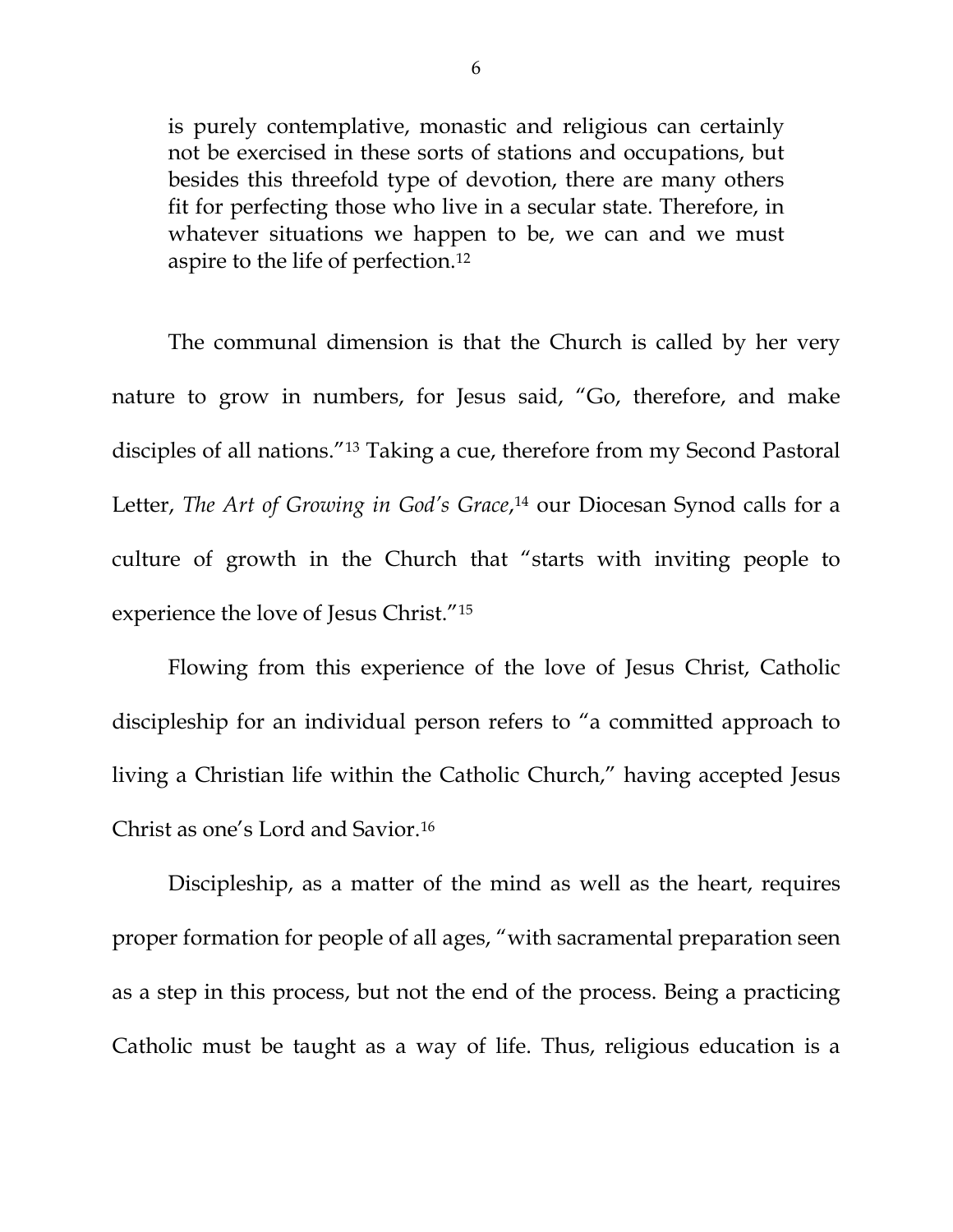> is purely contemplative, monastic and religious can certainly not be exercised in these sorts of stations and occupations, but besides this threefold type of devotion, there are many others fit for perfecting those who live in a secular state. Therefore, in whatever situations we happen to be, we can and we must aspire to the life of perfection.[12]

The communal dimension is that the Church is called by her very nature to grow in numbers, for Jesus said, "Go, therefore, and make disciples of all nations."[13] Taking a cue, therefore from my Second Pastoral Letter, *The Art of Growing in God's Grace*,[14] our Diocesan Synod calls for a culture of growth in the Church that "starts with inviting people to experience the love of Jesus Christ."[15]

Flowing from this experience of the love of Jesus Christ, Catholic discipleship for an individual person refers to "a committed approach to living a Christian life within the Catholic Church," having accepted Jesus Christ as one's Lord and Savior.[16]

Discipleship, as a matter of the mind as well as the heart, requires proper formation for people of all ages, "with sacramental preparation seen as a step in this process, but not the end of the process. Being a practicing Catholic must be taught as a way of life. Thus, religious education is a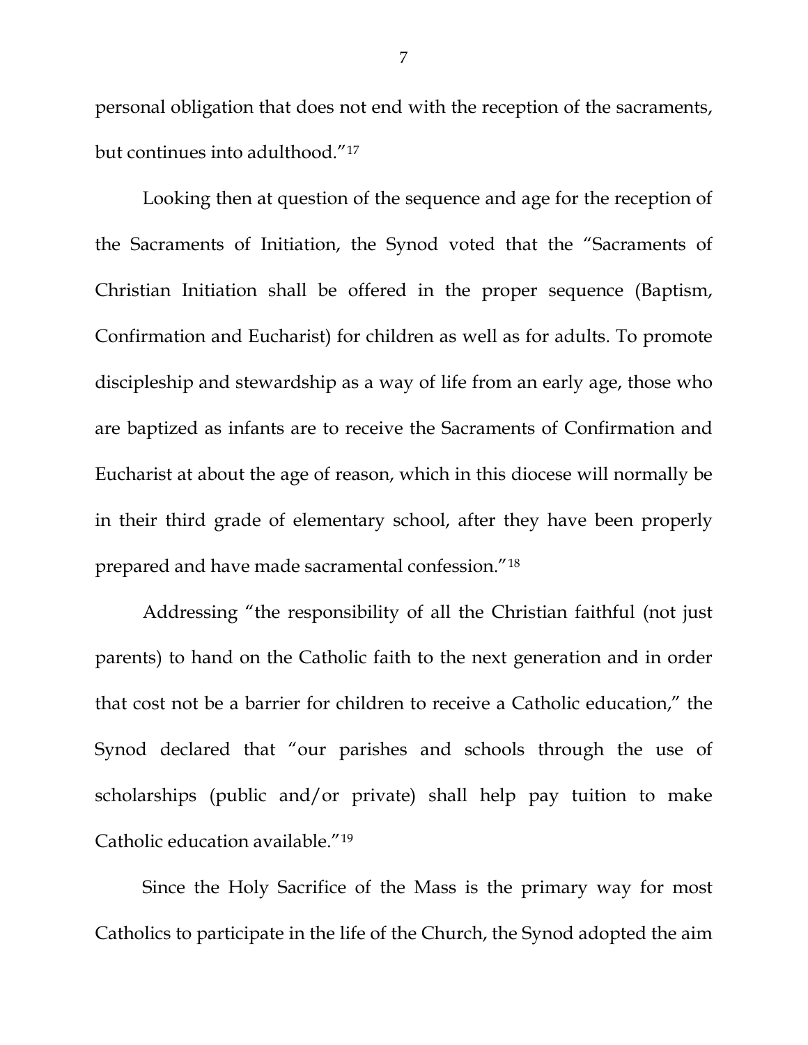personal obligation that does not end with the reception of the sacraments, but continues into adulthood."[17]

Looking then at question of the sequence and age for the reception of the Sacraments of Initiation, the Synod voted that the "Sacraments of Christian Initiation shall be offered in the proper sequence (Baptism, Confirmation and Eucharist) for children as well as for adults. To promote discipleship and stewardship as a way of life from an early age, those who are baptized as infants are to receive the Sacraments of Confirmation and Eucharist at about the age of reason, which in this diocese will normally be in their third grade of elementary school, after they have been properly prepared and have made sacramental confession."[18]

Addressing "the responsibility of all the Christian faithful (not just parents) to hand on the Catholic faith to the next generation and in order that cost not be a barrier for children to receive a Catholic education," the Synod declared that "our parishes and schools through the use of scholarships (public and/or private) shall help pay tuition to make Catholic education available."[19]

Since the Holy Sacrifice of the Mass is the primary way for most Catholics to participate in the life of the Church, the Synod adopted the aim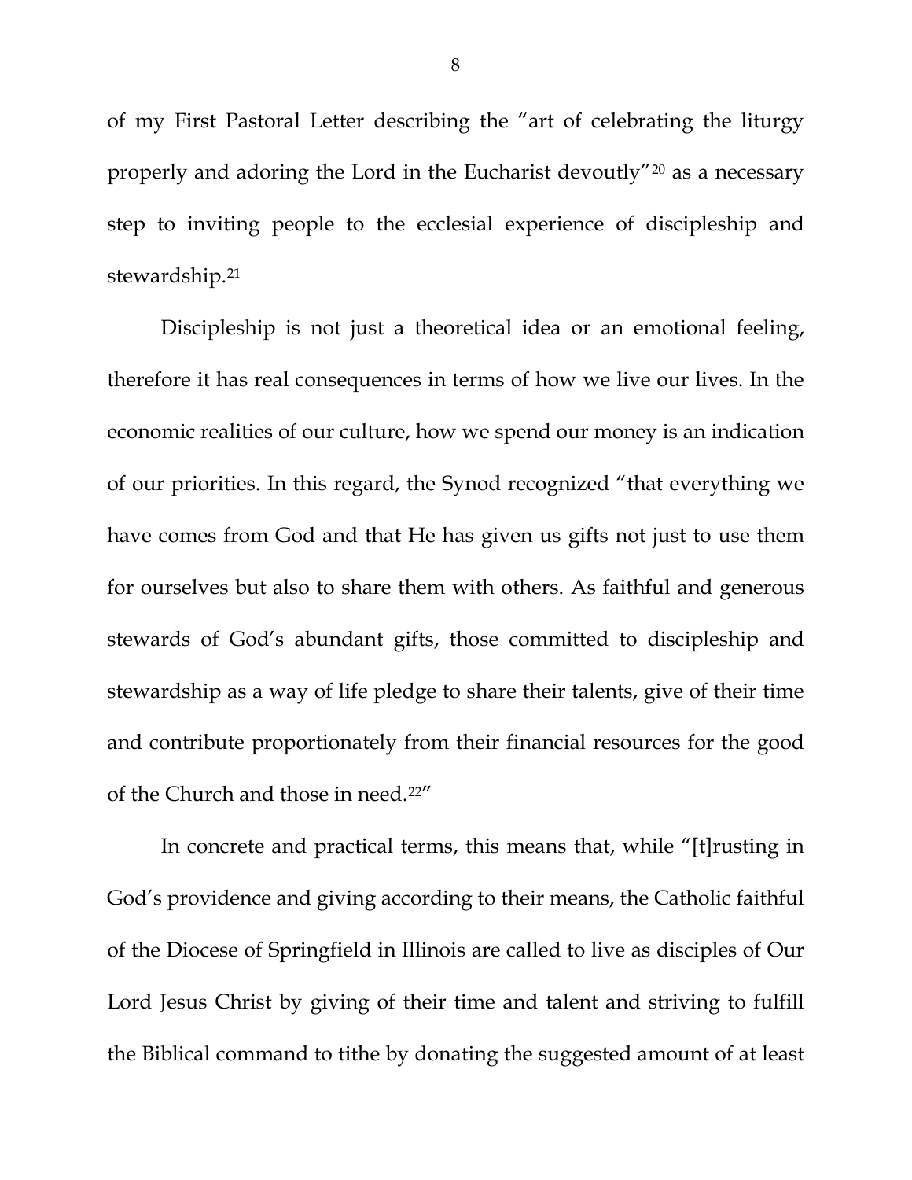of my First Pastoral Letter describing the "art of celebrating the liturgy properly and adoring the Lord in the Eucharist devoutly"[20] as a necessary step to inviting people to the ecclesial experience of discipleship and stewardship.[21]

Discipleship is not just a theoretical idea or an emotional feeling, therefore it has real consequences in terms of how we live our lives. In the economic realities of our culture, how we spend our money is an indication of our priorities. In this regard, the Synod recognized "that everything we have comes from God and that He has given us gifts not just to use them for ourselves but also to share them with others. As faithful and generous stewards of God's abundant gifts, those committed to discipleship and stewardship as a way of life pledge to share their talents, give of their time and contribute proportionately from their financial resources for the good of the Church and those in need.[22]"

In concrete and practical terms, this means that, while "[t]rusting in God's providence and giving according to their means, the Catholic faithful of the Diocese of Springfield in Illinois are called to live as disciples of Our Lord Jesus Christ by giving of their time and talent and striving to fulfill the Biblical command to tithe by donating the suggested amount of at least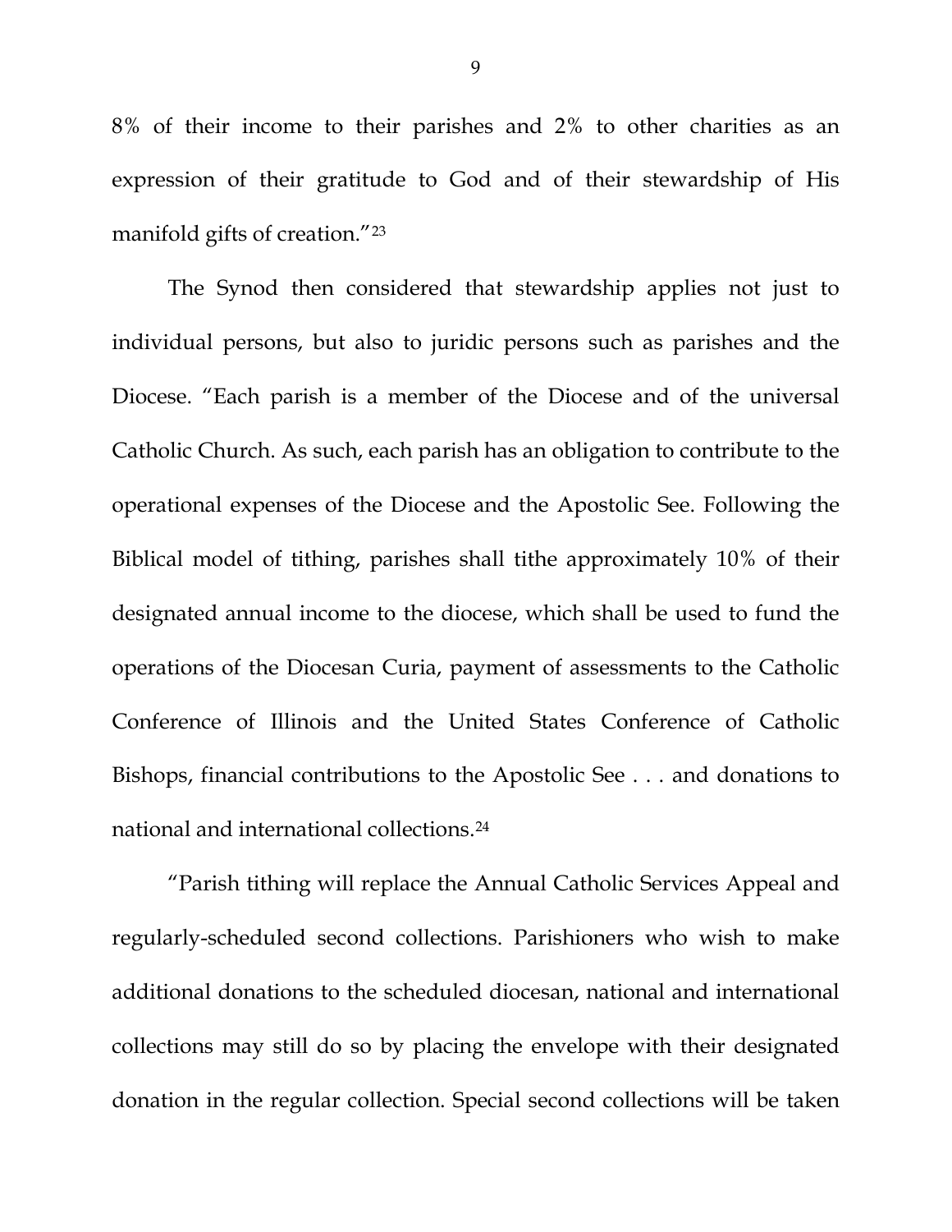8% of their income to their parishes and 2% to other charities as an expression of their gratitude to God and of their stewardship of His manifold gifts of creation."[23]

The Synod then considered that stewardship applies not just to individual persons, but also to juridic persons such as parishes and the Diocese. "Each parish is a member of the Diocese and of the universal Catholic Church. As such, each parish has an obligation to contribute to the operational expenses of the Diocese and the Apostolic See. Following the Biblical model of tithing, parishes shall tithe approximately 10% of their designated annual income to the diocese, which shall be used to fund the operations of the Diocesan Curia, payment of assessments to the Catholic Conference of Illinois and the United States Conference of Catholic Bishops, financial contributions to the Apostolic See . . . and donations to national and international collections.[24]

"Parish tithing will replace the Annual Catholic Services Appeal and regularly-scheduled second collections. Parishioners who wish to make additional donations to the scheduled diocesan, national and international collections may still do so by placing the envelope with their designated donation in the regular collection. Special second collections will be taken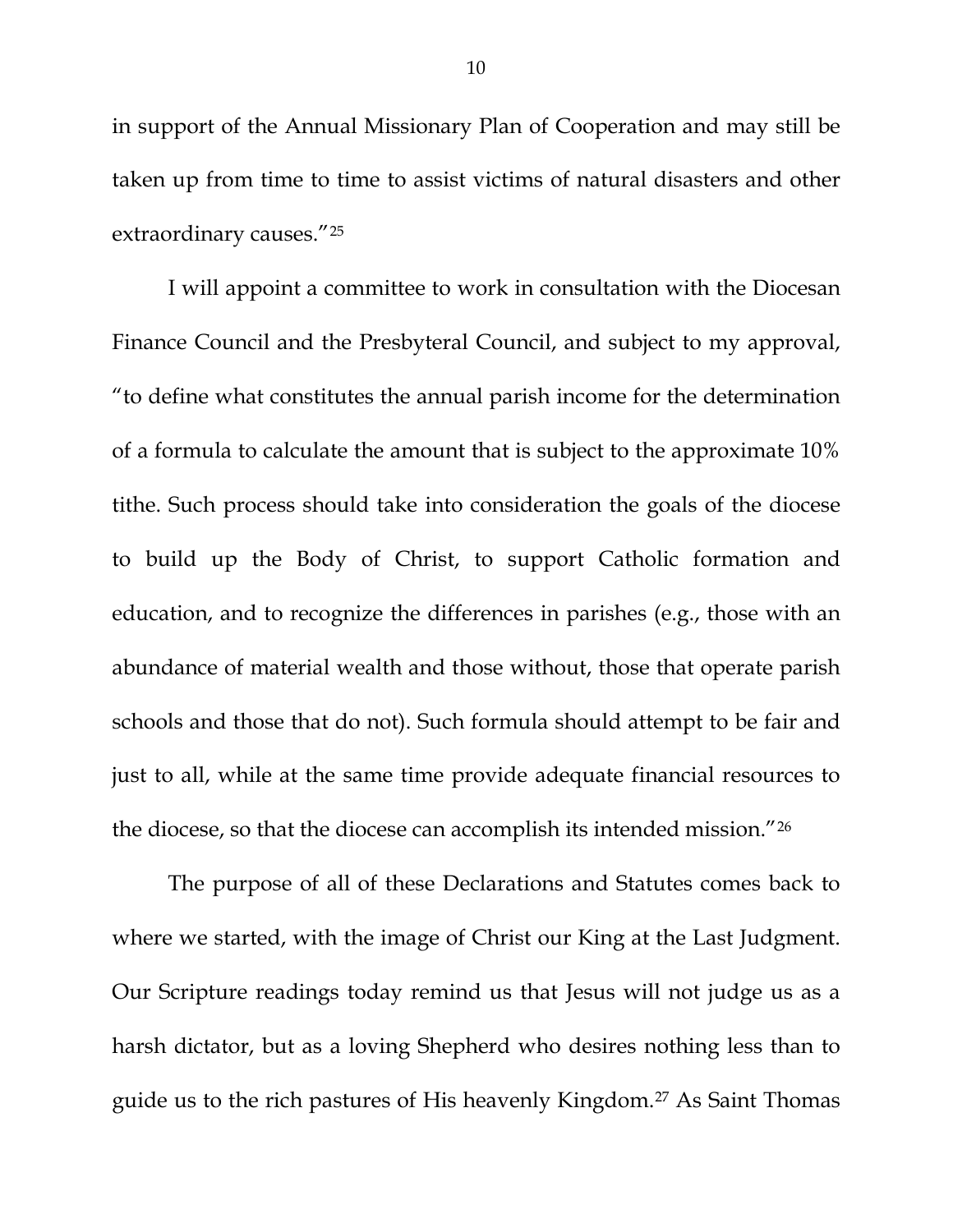in support of the Annual Missionary Plan of Cooperation and may still be taken up from time to time to assist victims of natural disasters and other extraordinary causes."[25]

I will appoint a committee to work in consultation with the Diocesan Finance Council and the Presbyteral Council, and subject to my approval, "to define what constitutes the annual parish income for the determination of a formula to calculate the amount that is subject to the approximate 10% tithe. Such process should take into consideration the goals of the diocese to build up the Body of Christ, to support Catholic formation and education, and to recognize the differences in parishes (e.g., those with an abundance of material wealth and those without, those that operate parish schools and those that do not). Such formula should attempt to be fair and just to all, while at the same time provide adequate financial resources to the diocese, so that the diocese can accomplish its intended mission."[26]

The purpose of all of these Declarations and Statutes comes back to where we started, with the image of Christ our King at the Last Judgment. Our Scripture readings today remind us that Jesus will not judge us as a harsh dictator, but as a loving Shepherd who desires nothing less than to guide us to the rich pastures of His heavenly Kingdom.[27] As Saint Thomas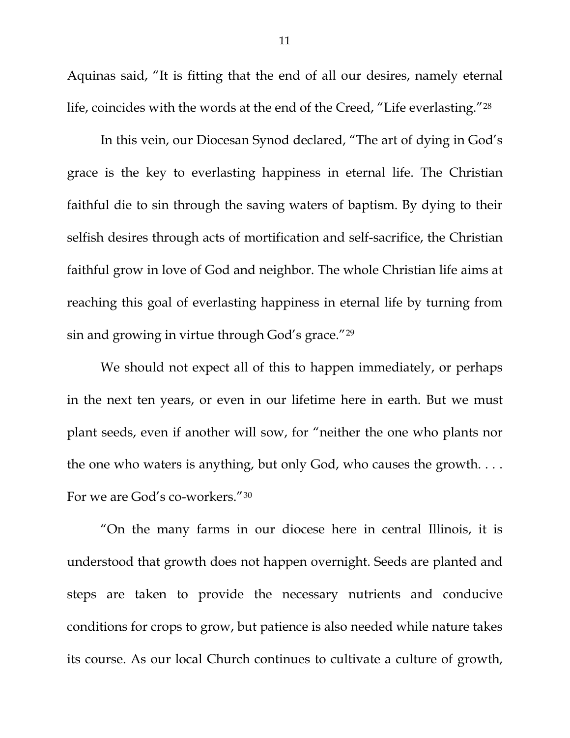Aquinas said, “It is fitting that the end of all our desires, namely eternal life, coincides with the words at the end of the Creed, “Life everlasting.”[28]

In this vein, our Diocesan Synod declared, “The art of dying in God’s grace is the key to everlasting happiness in eternal life. The Christian faithful die to sin through the saving waters of baptism. By dying to their selfish desires through acts of mortification and self-sacrifice, the Christian faithful grow in love of God and neighbor. The whole Christian life aims at reaching this goal of everlasting happiness in eternal life by turning from sin and growing in virtue through God’s grace.”[29]

We should not expect all of this to happen immediately, or perhaps in the next ten years, or even in our lifetime here in earth. But we must plant seeds, even if another will sow, for “neither the one who plants nor the one who waters is anything, but only God, who causes the growth. . . . For we are God’s co-workers.”[30]

“On the many farms in our diocese here in central Illinois, it is understood that growth does not happen overnight. Seeds are planted and steps are taken to provide the necessary nutrients and conducive conditions for crops to grow, but patience is also needed while nature takes its course. As our local Church continues to cultivate a culture of growth,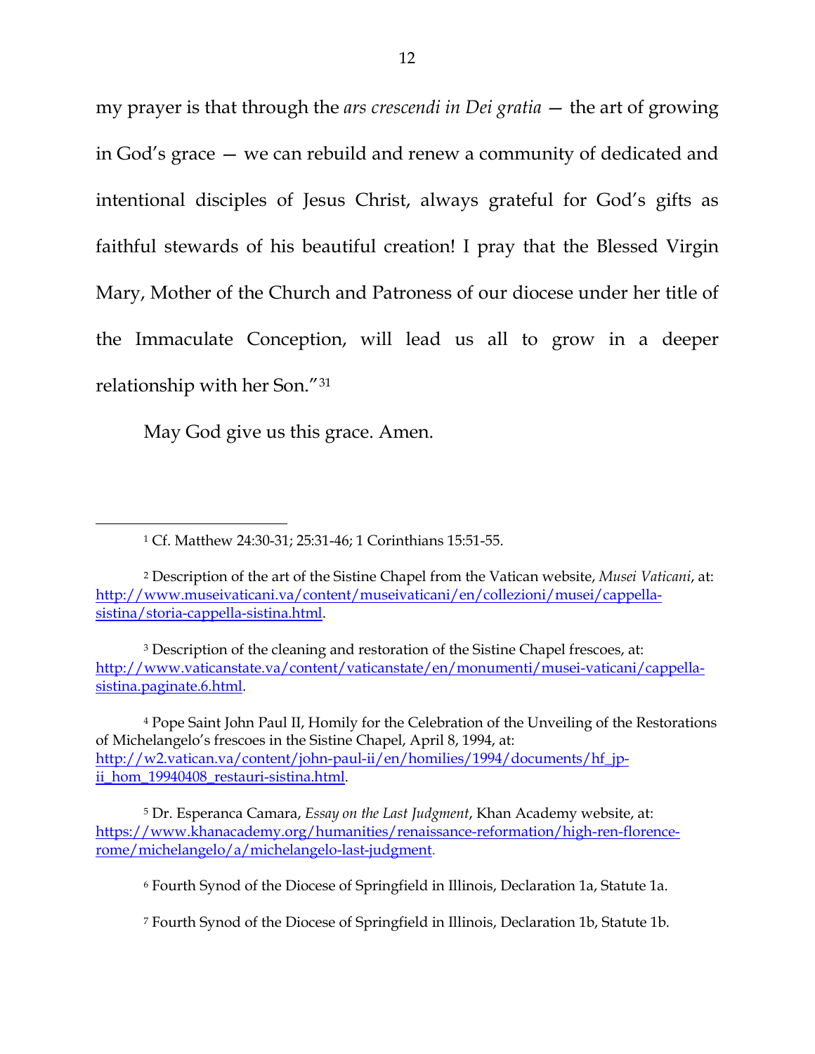my prayer is that through the *ars crescendi in Dei gratia* — the art of growing in God's grace — we can rebuild and renew a community of dedicated and intentional disciples of Jesus Christ, always grateful for God's gifts as faithful stewards of his beautiful creation! I pray that the Blessed Virgin Mary, Mother of the Church and Patroness of our diocese under her title of the Immaculate Conception, will lead us all to grow in a deeper relationship with her Son."[31]

May God give us this grace. Amen.

---

[1] Cf. Matthew 24:30-31; 25:31-46; 1 Corinthians 15:51-55.

[2] Description of the art of the Sistine Chapel from the Vatican website, *Musei Vaticani*, at: http://www.museivaticani.va/content/museivaticani/en/collezioni/musei/cappella-sistina/storia-cappella-sistina.html.

[3] Description of the cleaning and restoration of the Sistine Chapel frescoes, at: http://www.vaticanstate.va/content/vaticanstate/en/monumenti/musei-vaticani/cappella-sistina.paginate.6.html.

[4] Pope Saint John Paul II, Homily for the Celebration of the Unveiling of the Restorations of Michelangelo's frescoes in the Sistine Chapel, April 8, 1994, at: http://w2.vatican.va/content/john-paul-ii/en/homilies/1994/documents/hf_jp-ii_hom_19940408_restauri-sistina.html.

[5] Dr. Esperanca Camara, *Essay on the Last Judgment*, Khan Academy website, at: https://www.khanacademy.org/humanities/renaissance-reformation/high-ren-florence-rome/michelangelo/a/michelangelo-last-judgment.

[6] Fourth Synod of the Diocese of Springfield in Illinois, Declaration 1a, Statute 1a.

[7] Fourth Synod of the Diocese of Springfield in Illinois, Declaration 1b, Statute 1b.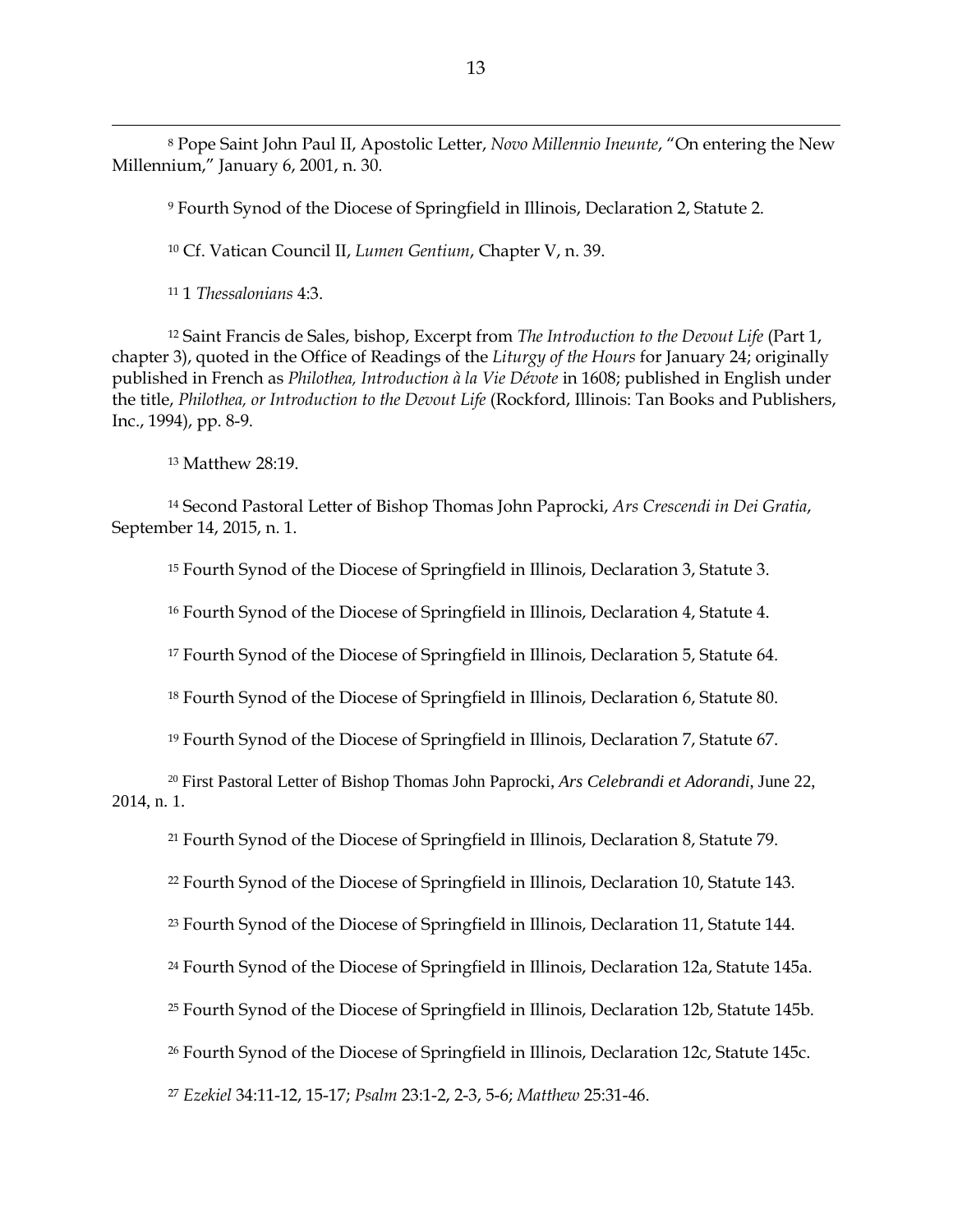[8] Pope Saint John Paul II, Apostolic Letter, *Novo Millennio Ineunte*, "On entering the New Millennium," January 6, 2001, n. 30.

[9] Fourth Synod of the Diocese of Springfield in Illinois, Declaration 2, Statute 2.

[10] Cf. Vatican Council II, *Lumen Gentium*, Chapter V, n. 39.

[11] 1 *Thessalonians* 4:3.

[12] Saint Francis de Sales, bishop, Excerpt from *The Introduction to the Devout Life* (Part 1, chapter 3), quoted in the Office of Readings of the *Liturgy of the Hours* for January 24; originally published in French as *Philothea, Introduction à la Vie Dévote* in 1608; published in English under the title, *Philothea, or Introduction to the Devout Life* (Rockford, Illinois: Tan Books and Publishers, Inc., 1994), pp. 8-9.

[13] Matthew 28:19.

[14] Second Pastoral Letter of Bishop Thomas John Paprocki, *Ars Crescendi in Dei Gratia*, September 14, 2015, n. 1.

[15] Fourth Synod of the Diocese of Springfield in Illinois, Declaration 3, Statute 3.

[16] Fourth Synod of the Diocese of Springfield in Illinois, Declaration 4, Statute 4.

[17] Fourth Synod of the Diocese of Springfield in Illinois, Declaration 5, Statute 64.

[18] Fourth Synod of the Diocese of Springfield in Illinois, Declaration 6, Statute 80.

[19] Fourth Synod of the Diocese of Springfield in Illinois, Declaration 7, Statute 67.

[20] First Pastoral Letter of Bishop Thomas John Paprocki, *Ars Celebrandi et Adorandi*, June 22, 2014, n. 1.

[21] Fourth Synod of the Diocese of Springfield in Illinois, Declaration 8, Statute 79.

[22] Fourth Synod of the Diocese of Springfield in Illinois, Declaration 10, Statute 143.

[23] Fourth Synod of the Diocese of Springfield in Illinois, Declaration 11, Statute 144.

[24] Fourth Synod of the Diocese of Springfield in Illinois, Declaration 12a, Statute 145a.

[25] Fourth Synod of the Diocese of Springfield in Illinois, Declaration 12b, Statute 145b.

[26] Fourth Synod of the Diocese of Springfield in Illinois, Declaration 12c, Statute 145c.

[27] *Ezekiel* 34:11-12, 15-17; *Psalm* 23:1-2, 2-3, 5-6; *Matthew* 25:31-46.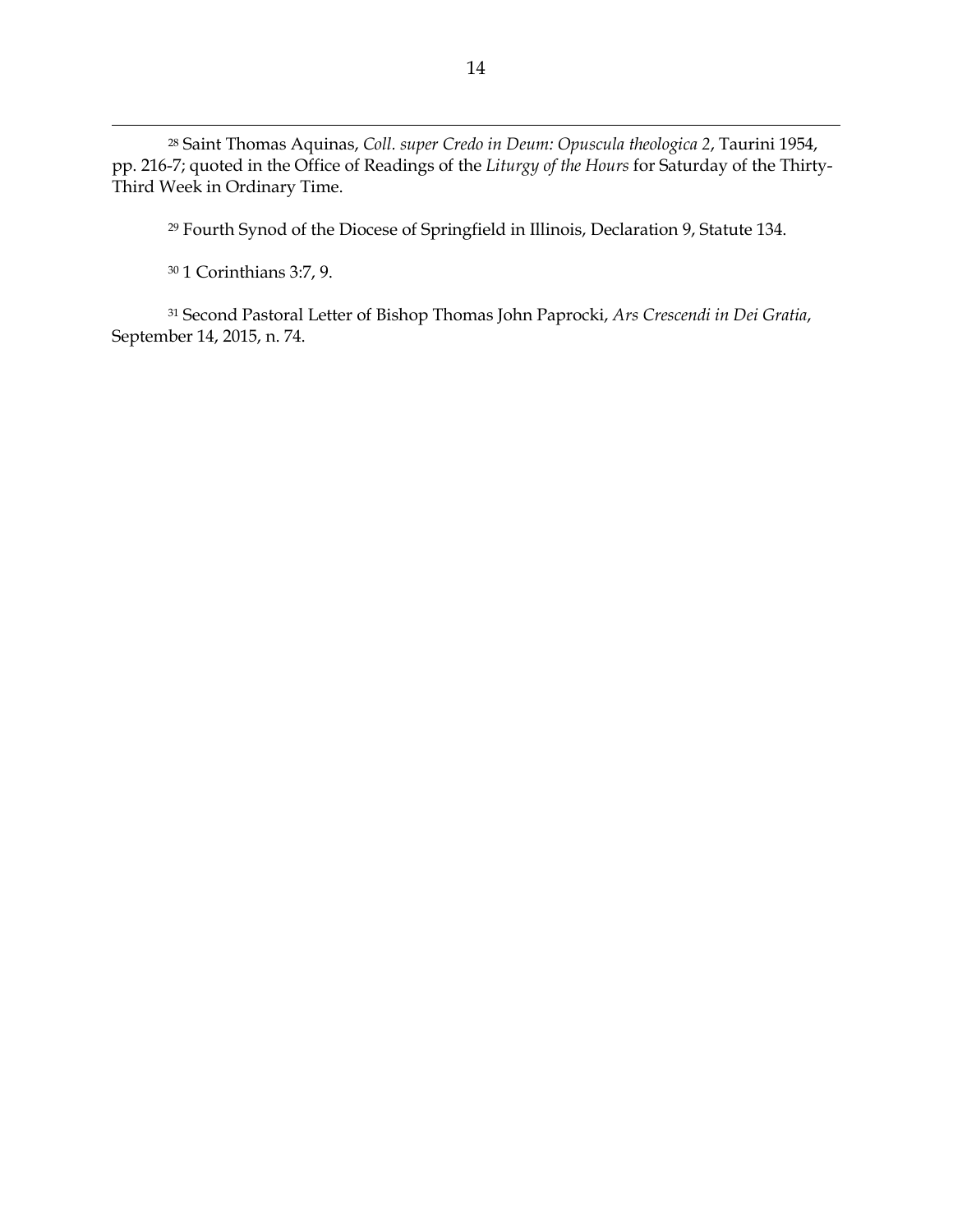[28] Saint Thomas Aquinas, *Coll. super Credo in Deum: Opuscula theologica 2*, Taurini 1954, pp. 216-7; quoted in the Office of Readings of the *Liturgy of the Hours* for Saturday of the Thirty-Third Week in Ordinary Time.

[29] Fourth Synod of the Diocese of Springfield in Illinois, Declaration 9, Statute 134.

[30] 1 Corinthians 3:7, 9.

[31] Second Pastoral Letter of Bishop Thomas John Paprocki, *Ars Crescendi in Dei Gratia*, September 14, 2015, n. 74.